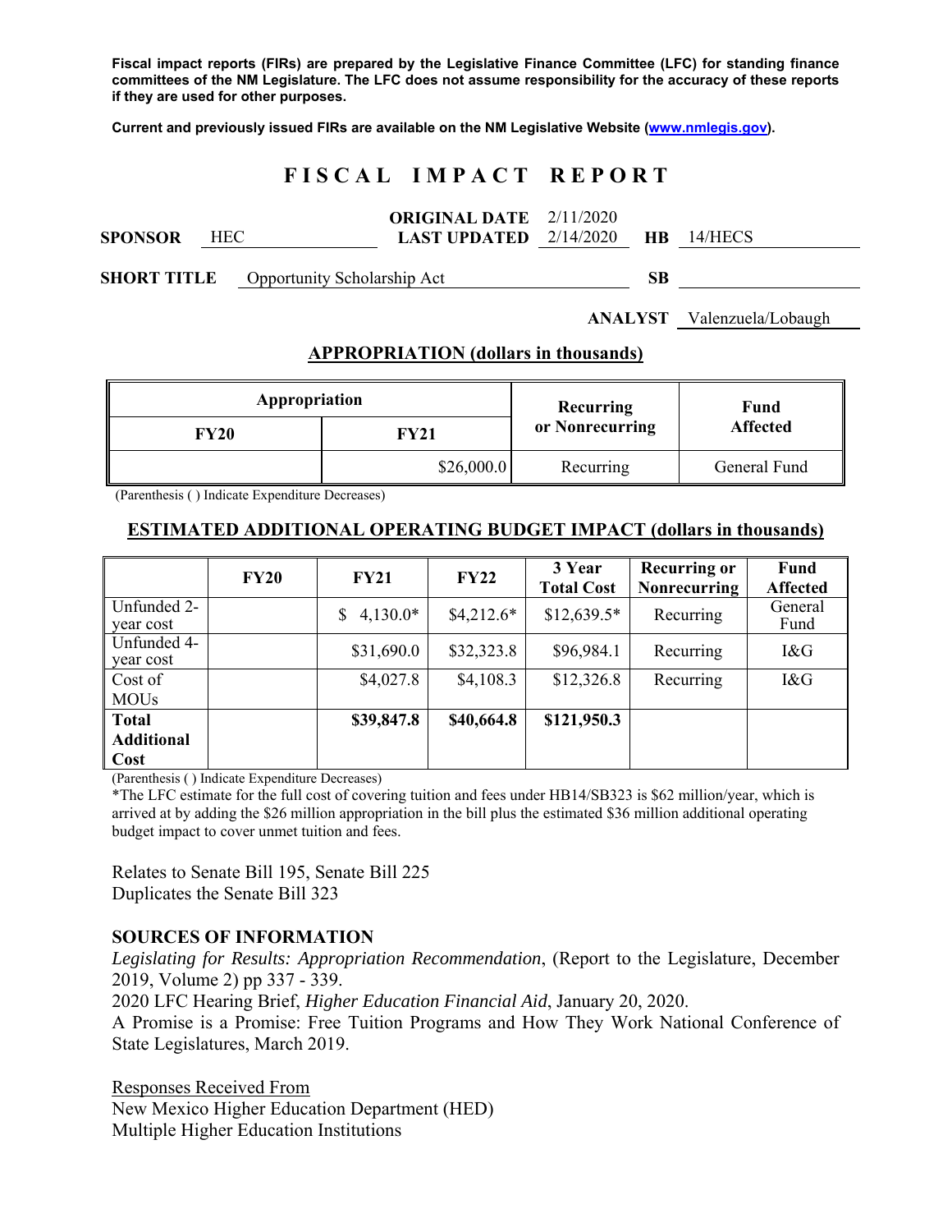**Fiscal impact reports (FIRs) are prepared by the Legislative Finance Committee (LFC) for standing finance committees of the NM Legislature. The LFC does not assume responsibility for the accuracy of these reports if they are used for other purposes.**

**Current and previously issued FIRs are available on the NM Legislative Website (www.nmlegis.gov).**

# FISCAL IMPACT REPORT

**SPONSOR** HEC **ORIGINAL DATE** 2/11/2020 **LAST UPDATED** 2/14/2020 **HB** 14/HECS

**SHORT TITLE** Opportunity Scholarship Act **SB**

**ANALYST** Valenzuela/Lobaugh

## APPROPRIATION (dollars in thousands)

| Appropriation | | Recurring or Nonrecurring | Fund Affected |
|---|---|---|---|
| FY20 | FY21 | | |
| | $26,000.0 | Recurring | General Fund |

(Parenthesis ( ) Indicate Expenditure Decreases)

## ESTIMATED ADDITIONAL OPERATING BUDGET IMPACT (dollars in thousands)

| | FY20 | FY21 | FY22 | 3 Year Total Cost | Recurring or Nonrecurring | Fund Affected |
|---|---|---|---|---|---|---|
| Unfunded 2-year cost | | $ 4,130.0* | $4,212.6* | $12,639.5* | Recurring | General Fund |
| Unfunded 4-year cost | | $31,690.0 | $32,323.8 | $96,984.1 | Recurring | I&G |
| Cost of MOUs | | $4,027.8 | $4,108.3 | $12,326.8 | Recurring | I&G |
| **Total Additional Cost** | | **$39,847.8** | **$40,664.8** | **$121,950.3** | | |

(Parenthesis ( ) Indicate Expenditure Decreases)

*The LFC estimate for the full cost of covering tuition and fees under HB14/SB323 is $62 million/year, which is arrived at by adding the $26 million appropriation in the bill plus the estimated $36 million additional operating budget impact to cover unmet tuition and fees.

Relates to Senate Bill 195, Senate Bill 225
Duplicates the Senate Bill 323

### SOURCES OF INFORMATION

*Legislating for Results: Appropriation Recommendation*, (Report to the Legislature, December 2019, Volume 2) pp 337 - 339.
2020 LFC Hearing Brief, *Higher Education Financial Aid*, January 20, 2020.
A Promise is a Promise: Free Tuition Programs and How They Work National Conference of State Legislatures, March 2019.

Responses Received From
New Mexico Higher Education Department (HED)
Multiple Higher Education Institutions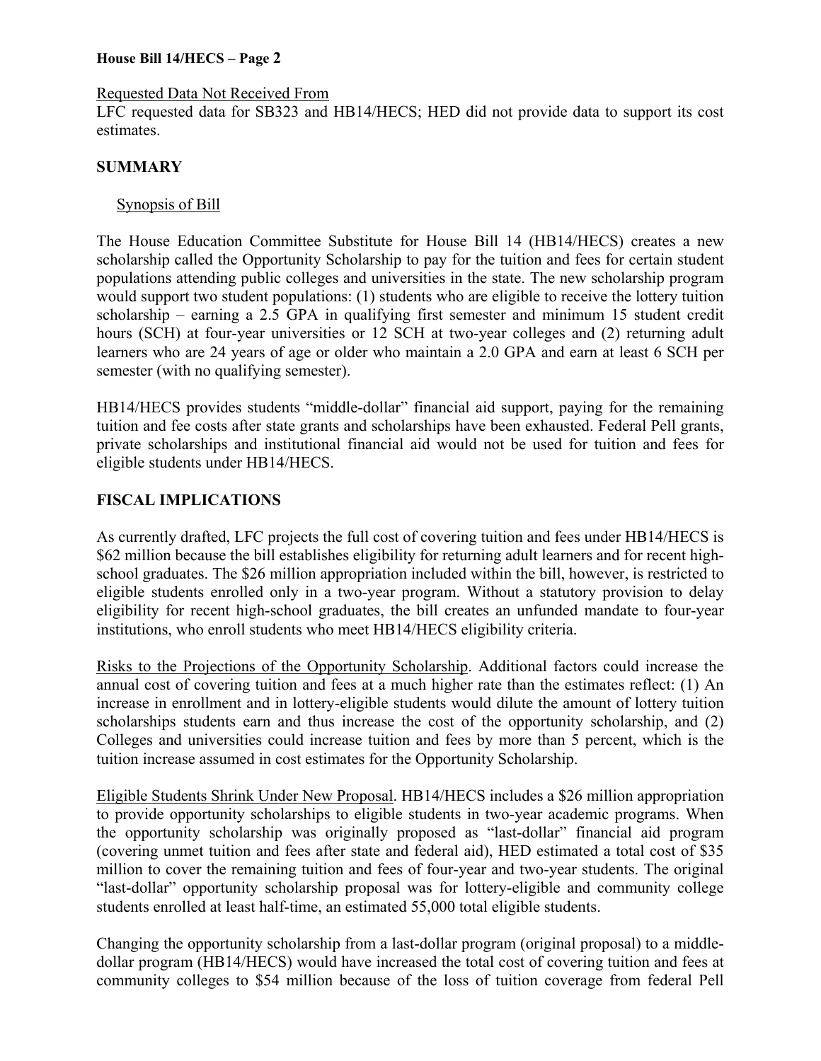Requested Data Not Received From

LFC requested data for SB323 and HB14/HECS; HED did not provide data to support its cost estimates.

## SUMMARY

Synopsis of Bill

The House Education Committee Substitute for House Bill 14 (HB14/HECS) creates a new scholarship called the Opportunity Scholarship to pay for the tuition and fees for certain student populations attending public colleges and universities in the state. The new scholarship program would support two student populations: (1) students who are eligible to receive the lottery tuition scholarship – earning a 2.5 GPA in qualifying first semester and minimum 15 student credit hours (SCH) at four-year universities or 12 SCH at two-year colleges and (2) returning adult learners who are 24 years of age or older who maintain a 2.0 GPA and earn at least 6 SCH per semester (with no qualifying semester).

HB14/HECS provides students "middle-dollar" financial aid support, paying for the remaining tuition and fee costs after state grants and scholarships have been exhausted. Federal Pell grants, private scholarships and institutional financial aid would not be used for tuition and fees for eligible students under HB14/HECS.

## FISCAL IMPLICATIONS

As currently drafted, LFC projects the full cost of covering tuition and fees under HB14/HECS is $62 million because the bill establishes eligibility for returning adult learners and for recent high-school graduates. The $26 million appropriation included within the bill, however, is restricted to eligible students enrolled only in a two-year program. Without a statutory provision to delay eligibility for recent high-school graduates, the bill creates an unfunded mandate to four-year institutions, who enroll students who meet HB14/HECS eligibility criteria.

Risks to the Projections of the Opportunity Scholarship. Additional factors could increase the annual cost of covering tuition and fees at a much higher rate than the estimates reflect: (1) An increase in enrollment and in lottery-eligible students would dilute the amount of lottery tuition scholarships students earn and thus increase the cost of the opportunity scholarship, and (2) Colleges and universities could increase tuition and fees by more than 5 percent, which is the tuition increase assumed in cost estimates for the Opportunity Scholarship.

Eligible Students Shrink Under New Proposal. HB14/HECS includes a $26 million appropriation to provide opportunity scholarships to eligible students in two-year academic programs. When the opportunity scholarship was originally proposed as "last-dollar" financial aid program (covering unmet tuition and fees after state and federal aid), HED estimated a total cost of $35 million to cover the remaining tuition and fees of four-year and two-year students. The original "last-dollar" opportunity scholarship proposal was for lottery-eligible and community college students enrolled at least half-time, an estimated 55,000 total eligible students.

Changing the opportunity scholarship from a last-dollar program (original proposal) to a middle-dollar program (HB14/HECS) would have increased the total cost of covering tuition and fees at community colleges to $54 million because of the loss of tuition coverage from federal Pell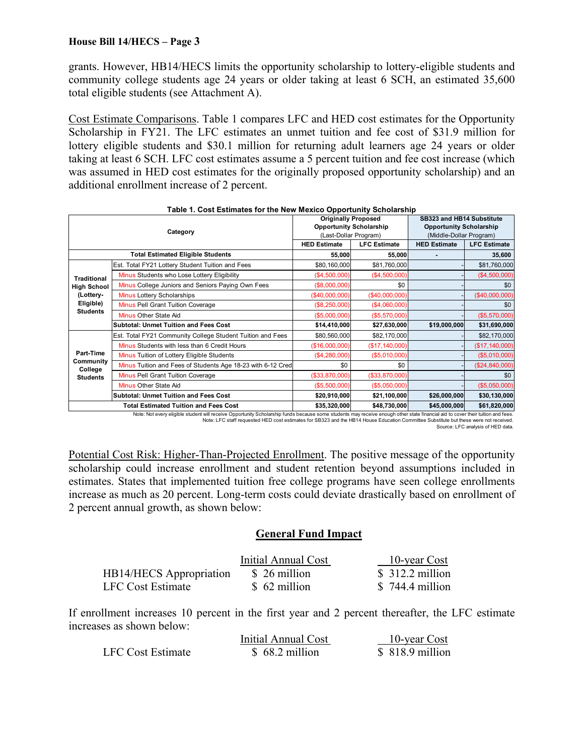grants. However, HB14/HECS limits the opportunity scholarship to lottery-eligible students and community college students age 24 years or older taking at least 6 SCH, an estimated 35,600 total eligible students (see Attachment A).

Cost Estimate Comparisons. Table 1 compares LFC and HED cost estimates for the Opportunity Scholarship in FY21. The LFC estimates an unmet tuition and fee cost of $31.9 million for lottery eligible students and $30.1 million for returning adult learners age 24 years or older taking at least 6 SCH. LFC cost estimates assume a 5 percent tuition and fee cost increase (which was assumed in HED cost estimates for the originally proposed opportunity scholarship) and an additional enrollment increase of 2 percent.

**Table 1. Cost Estimates for the New Mexico Opportunity Scholarship**

| Category | | Originally Proposed Opportunity Scholarship (Last-Dollar Program) | | SB323 and HB14 Substitute Opportunity Scholarship (Middle-Dollar Program) | |
|---|---|---|---|---|---|
| | | HED Estimate | LFC Estimate | HED Estimate | LFC Estimate |
| Total Estimated Eligible Students | | 55,000 | 55,000 | - | 35,600 |
| Traditional High School (Lottery-Eligible) Students | Est. Total FY21 Lottery Student Tuition and Fees | $80,160,000 | $81,760,000 | - | $81,760,000 |
| | Minus Students who Lose Lottery Eligibility | ($4,500,000) | ($4,500,000) | - | ($4,500,000) |
| | Minus College Juniors and Seniors Paying Own Fees | ($8,000,000) | $0 | - | $0 |
| | Minus Lottery Scholarships | ($40,000,000) | ($40,000,000) | - | ($40,000,000) |
| | Minus Pell Grant Tuition Coverage | ($8,250,000) | ($4,060,000) | - | $0 |
| | Minus Other State Aid | ($5,000,000) | ($5,570,000) | - | ($5,570,000) |
| | Subtotal: Unmet Tuition and Fees Cost | $14,410,000 | $27,630,000 | $19,000,000 | $31,690,000 |
| Part-Time Community College Students | Est. Total FY21 Community College Student Tuition and Fees | $80,560,000 | $82,170,000 | - | $82,170,000 |
| | Minus Students with less than 6 Credit Hours | ($16,000,000) | ($17,140,000) | - | ($17,140,000) |
| | Minus Tuition of Lottery Eligible Students | ($4,280,000) | ($5,010,000) | - | ($5,010,000) |
| | Minus Tuition and Fees of Students Age 18-23 with 6-12 Cred | $0 | $0 | - | ($24,840,000) |
| | Minus Pell Grant Tuition Coverage | ($33,870,000) | ($33,870,000) | - | $0 |
| | Minus Other State Aid | ($5,500,000) | ($5,050,000) | - | ($5,050,000) |
| | Subtotal: Unmet Tuition and Fees Cost | $20,910,000 | $21,100,000 | $26,000,000 | $30,130,000 |
| Total Estimated Tuition and Fees Cost | | $35,320,000 | $48,730,000 | $45,000,000 | $61,820,000 |

Note: Not every eligible student will receive Opportunity Scholarship funds because some students may receive enough other state financial aid to cover their tuition and fees.
Note: LFC staff requested HED cost estimates for SB323 and the HB14 House Education Committee Substitute but these were not received.
Source: LFC analysis of HED data.

Potential Cost Risk: Higher-Than-Projected Enrollment. The positive message of the opportunity scholarship could increase enrollment and student retention beyond assumptions included in estimates. States that implemented tuition free college programs have seen college enrollments increase as much as 20 percent. Long-term costs could deviate drastically based on enrollment of 2 percent annual growth, as shown below:

## General Fund Impact

| | Initial Annual Cost | 10-year Cost |
|---|---|---|
| HB14/HECS Appropriation | $ 26 million | $ 312.2 million |
| LFC Cost Estimate | $ 62 million | $ 744.4 million |

If enrollment increases 10 percent in the first year and 2 percent thereafter, the LFC estimate increases as shown below:

| | Initial Annual Cost | 10-year Cost |
|---|---|---|
| LFC Cost Estimate | $ 68.2 million | $ 818.9 million |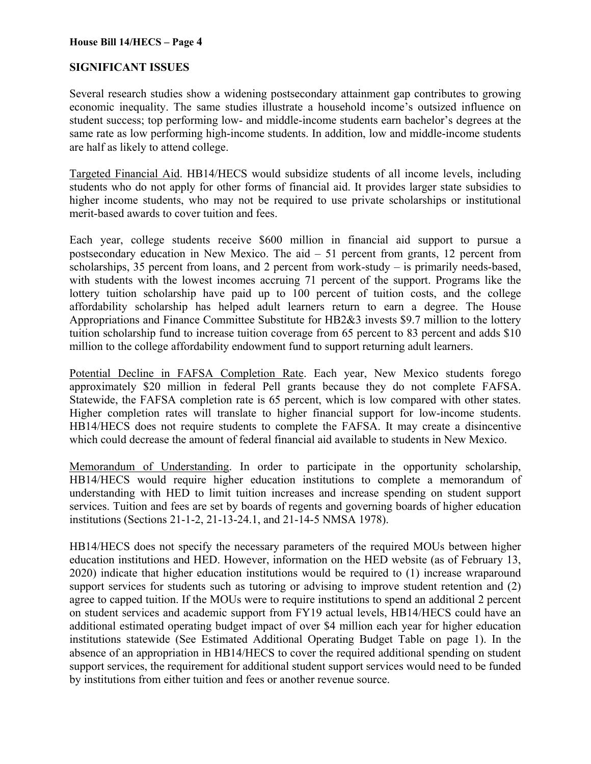## SIGNIFICANT ISSUES

Several research studies show a widening postsecondary attainment gap contributes to growing economic inequality. The same studies illustrate a household income's outsized influence on student success; top performing low- and middle-income students earn bachelor's degrees at the same rate as low performing high-income students. In addition, low and middle-income students are half as likely to attend college.

Targeted Financial Aid. HB14/HECS would subsidize students of all income levels, including students who do not apply for other forms of financial aid. It provides larger state subsidies to higher income students, who may not be required to use private scholarships or institutional merit-based awards to cover tuition and fees.

Each year, college students receive $600 million in financial aid support to pursue a postsecondary education in New Mexico. The aid – 51 percent from grants, 12 percent from scholarships, 35 percent from loans, and 2 percent from work-study – is primarily needs-based, with students with the lowest incomes accruing 71 percent of the support. Programs like the lottery tuition scholarship have paid up to 100 percent of tuition costs, and the college affordability scholarship has helped adult learners return to earn a degree. The House Appropriations and Finance Committee Substitute for HB2&3 invests $9.7 million to the lottery tuition scholarship fund to increase tuition coverage from 65 percent to 83 percent and adds $10 million to the college affordability endowment fund to support returning adult learners.

Potential Decline in FAFSA Completion Rate. Each year, New Mexico students forego approximately $20 million in federal Pell grants because they do not complete FAFSA. Statewide, the FAFSA completion rate is 65 percent, which is low compared with other states. Higher completion rates will translate to higher financial support for low-income students. HB14/HECS does not require students to complete the FAFSA. It may create a disincentive which could decrease the amount of federal financial aid available to students in New Mexico.

Memorandum of Understanding. In order to participate in the opportunity scholarship, HB14/HECS would require higher education institutions to complete a memorandum of understanding with HED to limit tuition increases and increase spending on student support services. Tuition and fees are set by boards of regents and governing boards of higher education institutions (Sections 21-1-2, 21-13-24.1, and 21-14-5 NMSA 1978).

HB14/HECS does not specify the necessary parameters of the required MOUs between higher education institutions and HED. However, information on the HED website (as of February 13, 2020) indicate that higher education institutions would be required to (1) increase wraparound support services for students such as tutoring or advising to improve student retention and (2) agree to capped tuition. If the MOUs were to require institutions to spend an additional 2 percent on student services and academic support from FY19 actual levels, HB14/HECS could have an additional estimated operating budget impact of over $4 million each year for higher education institutions statewide (See Estimated Additional Operating Budget Table on page 1). In the absence of an appropriation in HB14/HECS to cover the required additional spending on student support services, the requirement for additional student support services would need to be funded by institutions from either tuition and fees or another revenue source.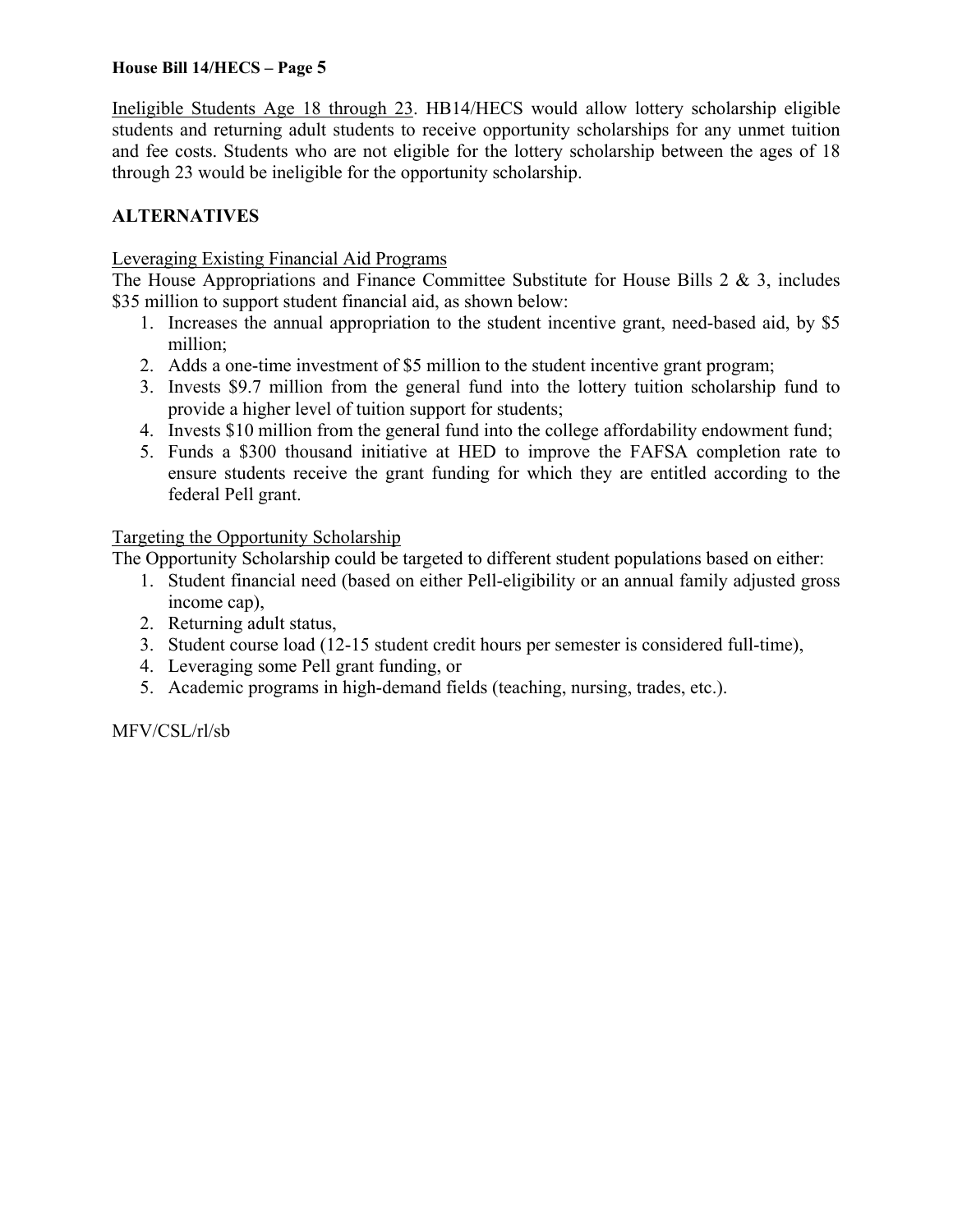Ineligible Students Age 18 through 23. HB14/HECS would allow lottery scholarship eligible students and returning adult students to receive opportunity scholarships for any unmet tuition and fee costs. Students who are not eligible for the lottery scholarship between the ages of 18 through 23 would be ineligible for the opportunity scholarship.

**ALTERNATIVES**

Leveraging Existing Financial Aid Programs

The House Appropriations and Finance Committee Substitute for House Bills 2 & 3, includes $35 million to support student financial aid, as shown below:

1. Increases the annual appropriation to the student incentive grant, need-based aid, by $5 million;
2. Adds a one-time investment of $5 million to the student incentive grant program;
3. Invests $9.7 million from the general fund into the lottery tuition scholarship fund to provide a higher level of tuition support for students;
4. Invests $10 million from the general fund into the college affordability endowment fund;
5. Funds a $300 thousand initiative at HED to improve the FAFSA completion rate to ensure students receive the grant funding for which they are entitled according to the federal Pell grant.

Targeting the Opportunity Scholarship

The Opportunity Scholarship could be targeted to different student populations based on either:

1. Student financial need (based on either Pell-eligibility or an annual family adjusted gross income cap),
2. Returning adult status,
3. Student course load (12-15 student credit hours per semester is considered full-time),
4. Leveraging some Pell grant funding, or
5. Academic programs in high-demand fields (teaching, nursing, trades, etc.).

MFV/CSL/rl/sb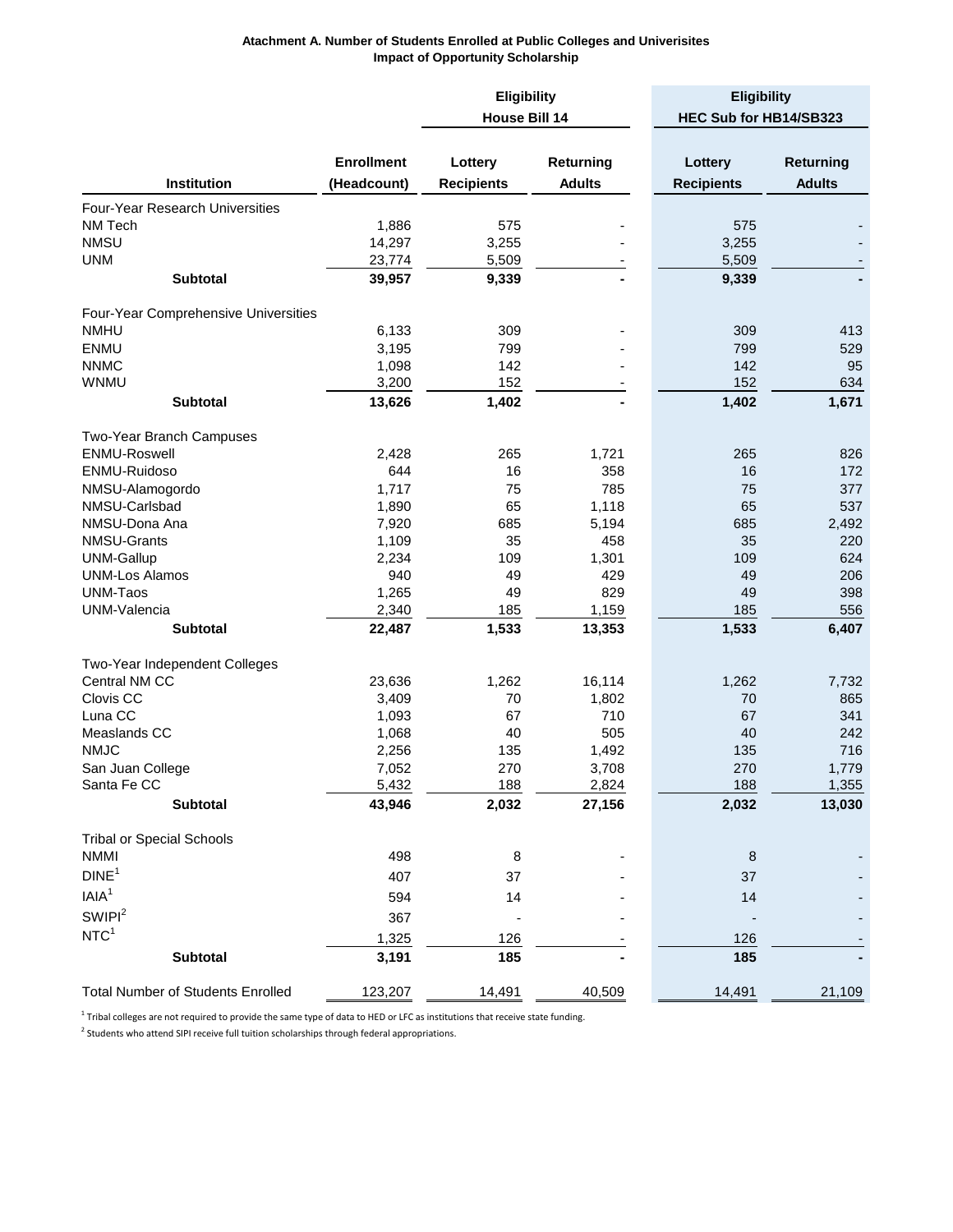**Atachment A. Number of Students Enrolled at Public Colleges and Univerisites**
**Impact of Opportunity Scholarship**

| | | Eligibility House Bill 14 | | Eligibility HEC Sub for HB14/SB323 | |
|---|---|---|---|---|---|
| **Institution** | **Enrollment (Headcount)** | **Lottery Recipients** | **Returning Adults** | **Lottery Recipients** | **Returning Adults** |
| Four-Year Research Universities | | | | | |
| NM Tech | 1,886 | 575 | - | 575 | - |
| NMSU | 14,297 | 3,255 | - | 3,255 | - |
| UNM | 23,774 | 5,509 | - | 5,509 | - |
| **Subtotal** | **39,957** | **9,339** | **-** | **9,339** | **-** |
| Four-Year Comprehensive Universities | | | | | |
| NMHU | 6,133 | 309 | - | 309 | 413 |
| ENMU | 3,195 | 799 | - | 799 | 529 |
| NNMC | 1,098 | 142 | - | 142 | 95 |
| WNMU | 3,200 | 152 | - | 152 | 634 |
| **Subtotal** | **13,626** | **1,402** | **-** | **1,402** | **1,671** |
| Two-Year Branch Campuses | | | | | |
| ENMU-Roswell | 2,428 | 265 | 1,721 | 265 | 826 |
| ENMU-Ruidoso | 644 | 16 | 358 | 16 | 172 |
| NMSU-Alamogordo | 1,717 | 75 | 785 | 75 | 377 |
| NMSU-Carlsbad | 1,890 | 65 | 1,118 | 65 | 537 |
| NMSU-Dona Ana | 7,920 | 685 | 5,194 | 685 | 2,492 |
| NMSU-Grants | 1,109 | 35 | 458 | 35 | 220 |
| UNM-Gallup | 2,234 | 109 | 1,301 | 109 | 624 |
| UNM-Los Alamos | 940 | 49 | 429 | 49 | 206 |
| UNM-Taos | 1,265 | 49 | 829 | 49 | 398 |
| UNM-Valencia | 2,340 | 185 | 1,159 | 185 | 556 |
| **Subtotal** | **22,487** | **1,533** | **13,353** | **1,533** | **6,407** |
| Two-Year Independent Colleges | | | | | |
| Central NM CC | 23,636 | 1,262 | 16,114 | 1,262 | 7,732 |
| Clovis CC | 3,409 | 70 | 1,802 | 70 | 865 |
| Luna CC | 1,093 | 67 | 710 | 67 | 341 |
| Measlands CC | 1,068 | 40 | 505 | 40 | 242 |
| NMJC | 2,256 | 135 | 1,492 | 135 | 716 |
| San Juan College | 7,052 | 270 | 3,708 | 270 | 1,779 |
| Santa Fe CC | 5,432 | 188 | 2,824 | 188 | 1,355 |
| **Subtotal** | **43,946** | **2,032** | **27,156** | **2,032** | **13,030** |
| Tribal or Special Schools | | | | | |
| NMMI | 498 | 8 | - | 8 | - |
| DINE[1] | 407 | 37 | - | 37 | - |
| IAIA[1] | 594 | 14 | - | 14 | - |
| SWIPI[2] | 367 | - | - | - | - |
| NTC[1] | 1,325 | 126 | - | 126 | - |
| **Subtotal** | **3,191** | **185** | **-** | **185** | **-** |
| Total Number of Students Enrolled | 123,207 | 14,491 | 40,509 | 14,491 | 21,109 |

[1] Tribal colleges are not required to provide the same type of data to HED or LFC as institutions that receive state funding.

[2] Students who attend SIPI receive full tuition scholarships through federal appropriations.